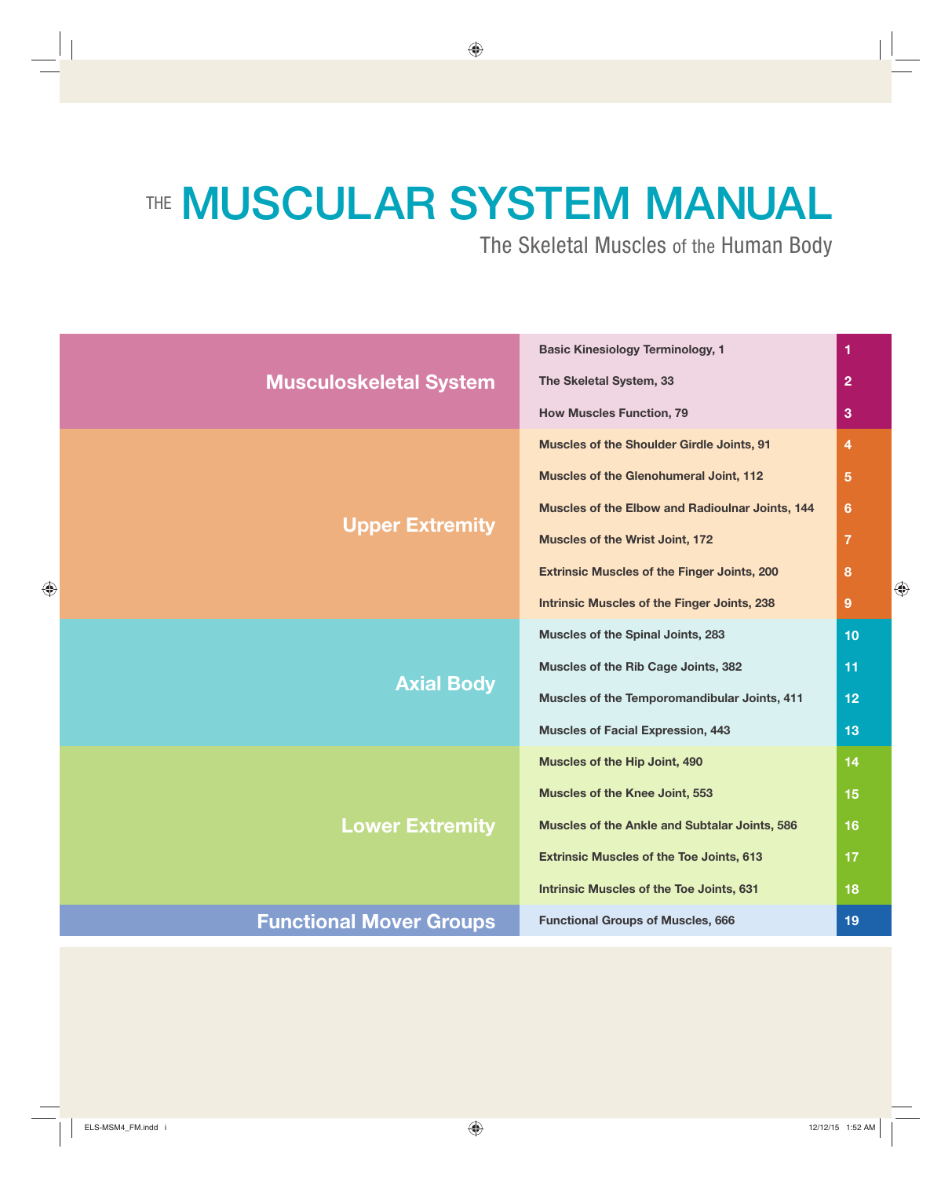# THE MUSCULAR SYSTEM MANUAL

## The Skeletal Muscles of the Human Body

| Section | Chapter | No. |
|---|---|---|
| **Musculoskeletal System** | Basic Kinesiology Terminology, 1 | 1 |
| | The Skeletal System, 33 | 2 |
| | How Muscles Function, 79 | 3 |
| **Upper Extremity** | Muscles of the Shoulder Girdle Joints, 91 | 4 |
| | Muscles of the Glenohumeral Joint, 112 | 5 |
| | Muscles of the Elbow and Radioulnar Joints, 144 | 6 |
| | Muscles of the Wrist Joint, 172 | 7 |
| | Extrinsic Muscles of the Finger Joints, 200 | 8 |
| | Intrinsic Muscles of the Finger Joints, 238 | 9 |
| **Axial Body** | Muscles of the Spinal Joints, 283 | 10 |
| | Muscles of the Rib Cage Joints, 382 | 11 |
| | Muscles of the Temporomandibular Joints, 411 | 12 |
| | Muscles of Facial Expression, 443 | 13 |
| **Lower Extremity** | Muscles of the Hip Joint, 490 | 14 |
| | Muscles of the Knee Joint, 553 | 15 |
| | Muscles of the Ankle and Subtalar Joints, 586 | 16 |
| | Extrinsic Muscles of the Toe Joints, 613 | 17 |
| | Intrinsic Muscles of the Toe Joints, 631 | 18 |
| **Functional Mover Groups** | Functional Groups of Muscles, 666 | 19 |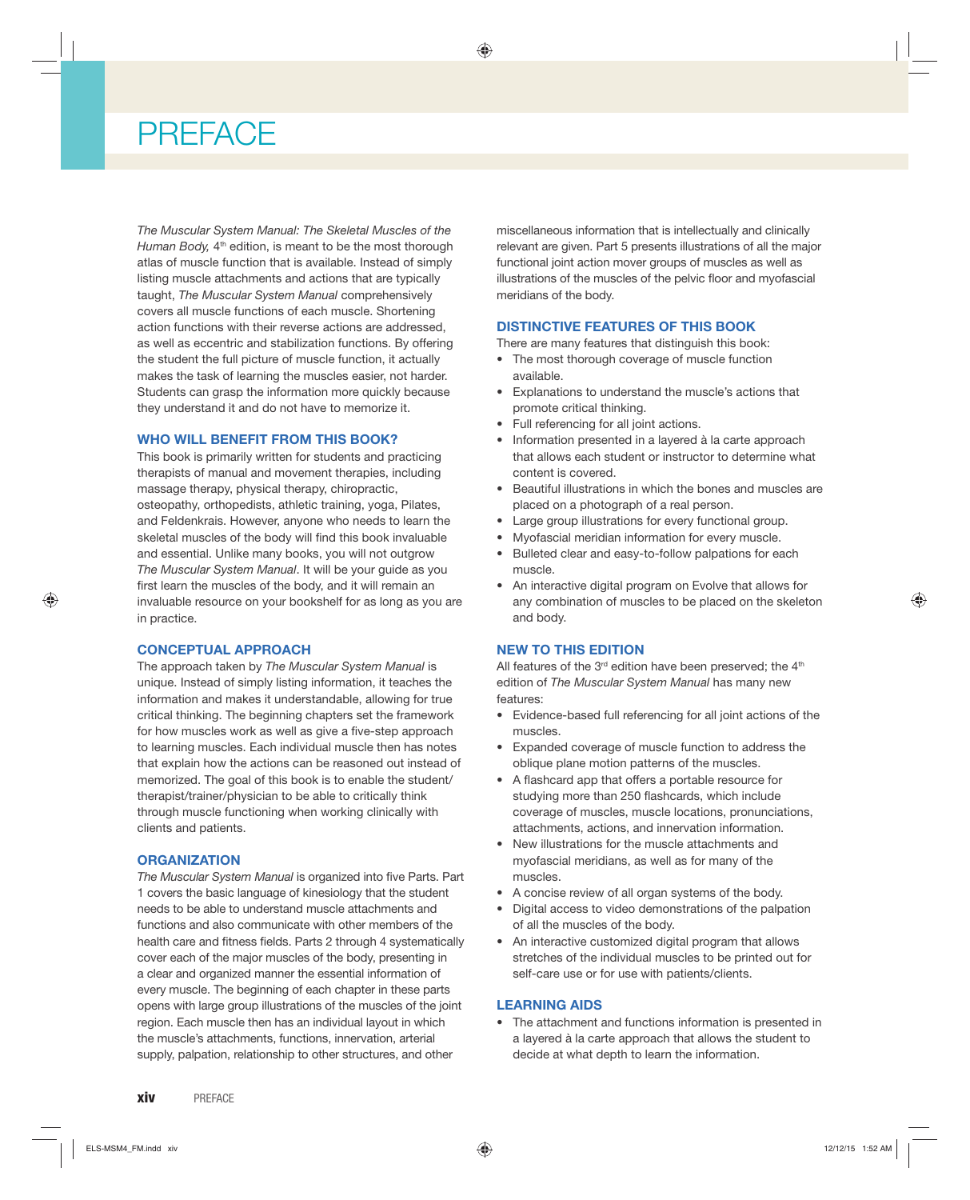# PREFACE

*The Muscular System Manual: The Skeletal Muscles of the Human Body,* 4th edition, is meant to be the most thorough atlas of muscle function that is available. Instead of simply listing muscle attachments and actions that are typically taught, *The Muscular System Manual* comprehensively covers all muscle functions of each muscle. Shortening action functions with their reverse actions are addressed, as well as eccentric and stabilization functions. By offering the student the full picture of muscle function, it actually makes the task of learning the muscles easier, not harder. Students can grasp the information more quickly because they understand it and do not have to memorize it.

## WHO WILL BENEFIT FROM THIS BOOK?

This book is primarily written for students and practicing therapists of manual and movement therapies, including massage therapy, physical therapy, chiropractic, osteopathy, orthopedists, athletic training, yoga, Pilates, and Feldenkrais. However, anyone who needs to learn the skeletal muscles of the body will find this book invaluable and essential. Unlike many books, you will not outgrow *The Muscular System Manual*. It will be your guide as you first learn the muscles of the body, and it will remain an invaluable resource on your bookshelf for as long as you are in practice.

## CONCEPTUAL APPROACH

The approach taken by *The Muscular System Manual* is unique. Instead of simply listing information, it teaches the information and makes it understandable, allowing for true critical thinking. The beginning chapters set the framework for how muscles work as well as give a five-step approach to learning muscles. Each individual muscle then has notes that explain how the actions can be reasoned out instead of memorized. The goal of this book is to enable the student/therapist/trainer/physician to be able to critically think through muscle functioning when working clinically with clients and patients.

## ORGANIZATION

*The Muscular System Manual* is organized into five Parts. Part 1 covers the basic language of kinesiology that the student needs to be able to understand muscle attachments and functions and also communicate with other members of the health care and fitness fields. Parts 2 through 4 systematically cover each of the major muscles of the body, presenting in a clear and organized manner the essential information of every muscle. The beginning of each chapter in these parts opens with large group illustrations of the muscles of the joint region. Each muscle then has an individual layout in which the muscle's attachments, functions, innervation, arterial supply, palpation, relationship to other structures, and other miscellaneous information that is intellectually and clinically relevant are given. Part 5 presents illustrations of all the major functional joint action mover groups of muscles as well as illustrations of the muscles of the pelvic floor and myofascial meridians of the body.

## DISTINCTIVE FEATURES OF THIS BOOK

There are many features that distinguish this book:

- The most thorough coverage of muscle function available.
- Explanations to understand the muscle's actions that promote critical thinking.
- Full referencing for all joint actions.
- Information presented in a layered à la carte approach that allows each student or instructor to determine what content is covered.
- Beautiful illustrations in which the bones and muscles are placed on a photograph of a real person.
- Large group illustrations for every functional group.
- Myofascial meridian information for every muscle.
- Bulleted clear and easy-to-follow palpations for each muscle.
- An interactive digital program on Evolve that allows for any combination of muscles to be placed on the skeleton and body.

## NEW TO THIS EDITION

All features of the 3rd edition have been preserved; the 4th edition of *The Muscular System Manual* has many new features:

- Evidence-based full referencing for all joint actions of the muscles.
- Expanded coverage of muscle function to address the oblique plane motion patterns of the muscles.
- A flashcard app that offers a portable resource for studying more than 250 flashcards, which include coverage of muscles, muscle locations, pronunciations, attachments, actions, and innervation information.
- New illustrations for the muscle attachments and myofascial meridians, as well as for many of the muscles.
- A concise review of all organ systems of the body.
- Digital access to video demonstrations of the palpation of all the muscles of the body.
- An interactive customized digital program that allows stretches of the individual muscles to be printed out for self-care use or for use with patients/clients.

## LEARNING AIDS

- The attachment and functions information is presented in a layered à la carte approach that allows the student to decide at what depth to learn the information.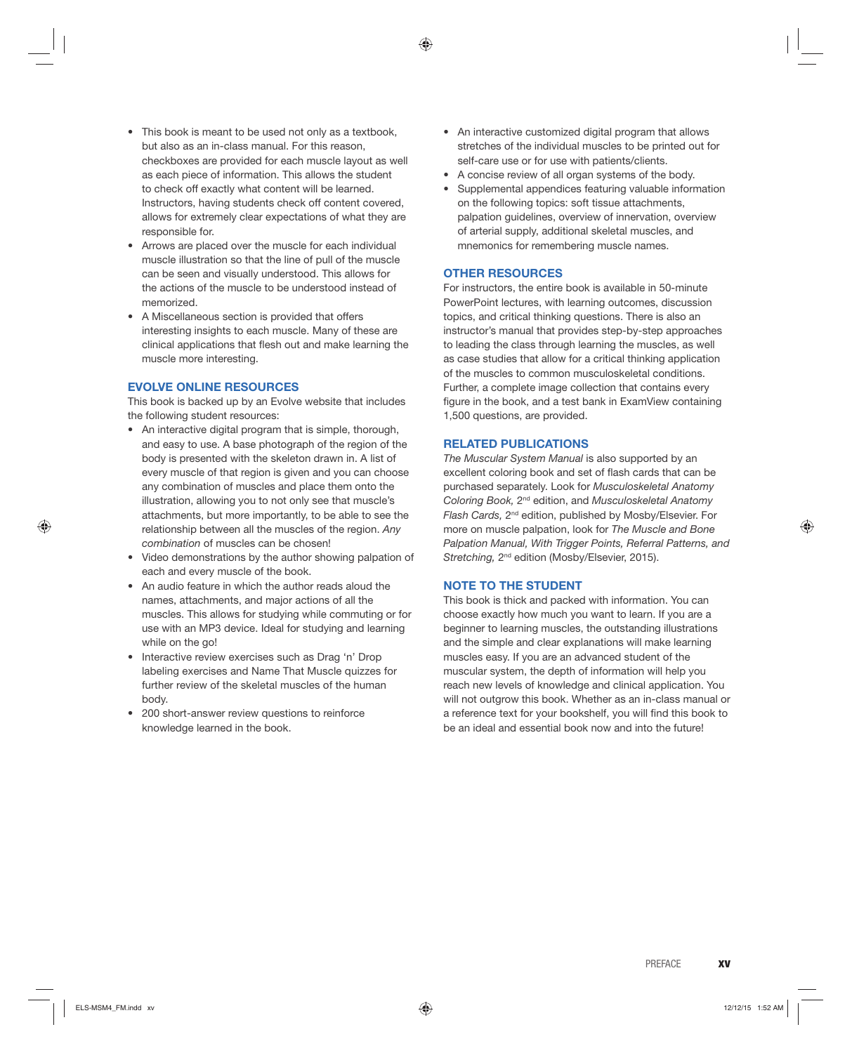- This book is meant to be used not only as a textbook, but also as an in-class manual. For this reason, checkboxes are provided for each muscle layout as well as each piece of information. This allows the student to check off exactly what content will be learned. Instructors, having students check off content covered, allows for extremely clear expectations of what they are responsible for.
- Arrows are placed over the muscle for each individual muscle illustration so that the line of pull of the muscle can be seen and visually understood. This allows for the actions of the muscle to be understood instead of memorized.
- A Miscellaneous section is provided that offers interesting insights to each muscle. Many of these are clinical applications that flesh out and make learning the muscle more interesting.

## EVOLVE ONLINE RESOURCES

This book is backed up by an Evolve website that includes the following student resources:

- An interactive digital program that is simple, thorough, and easy to use. A base photograph of the region of the body is presented with the skeleton drawn in. A list of every muscle of that region is given and you can choose any combination of muscles and place them onto the illustration, allowing you to not only see that muscle's attachments, but more importantly, to be able to see the relationship between all the muscles of the region. *Any combination* of muscles can be chosen!
- Video demonstrations by the author showing palpation of each and every muscle of the book.
- An audio feature in which the author reads aloud the names, attachments, and major actions of all the muscles. This allows for studying while commuting or for use with an MP3 device. Ideal for studying and learning while on the go!
- Interactive review exercises such as Drag 'n' Drop labeling exercises and Name That Muscle quizzes for further review of the skeletal muscles of the human body.
- 200 short-answer review questions to reinforce knowledge learned in the book.
- An interactive customized digital program that allows stretches of the individual muscles to be printed out for self-care use or for use with patients/clients.
- A concise review of all organ systems of the body.
- Supplemental appendices featuring valuable information on the following topics: soft tissue attachments, palpation guidelines, overview of innervation, overview of arterial supply, additional skeletal muscles, and mnemonics for remembering muscle names.

## OTHER RESOURCES

For instructors, the entire book is available in 50-minute PowerPoint lectures, with learning outcomes, discussion topics, and critical thinking questions. There is also an instructor's manual that provides step-by-step approaches to leading the class through learning the muscles, as well as case studies that allow for a critical thinking application of the muscles to common musculoskeletal conditions. Further, a complete image collection that contains every figure in the book, and a test bank in ExamView containing 1,500 questions, are provided.

## RELATED PUBLICATIONS

*The Muscular System Manual* is also supported by an excellent coloring book and set of flash cards that can be purchased separately. Look for *Musculoskeletal Anatomy Coloring Book,* 2nd edition, and *Musculoskeletal Anatomy Flash Cards,* 2nd edition, published by Mosby/Elsevier. For more on muscle palpation, look for *The Muscle and Bone Palpation Manual, With Trigger Points, Referral Patterns, and Stretching,* 2nd edition (Mosby/Elsevier, 2015).

## NOTE TO THE STUDENT

This book is thick and packed with information. You can choose exactly how much you want to learn. If you are a beginner to learning muscles, the outstanding illustrations and the simple and clear explanations will make learning muscles easy. If you are an advanced student of the muscular system, the depth of information will help you reach new levels of knowledge and clinical application. You will not outgrow this book. Whether as an in-class manual or a reference text for your bookshelf, you will find this book to be an ideal and essential book now and into the future!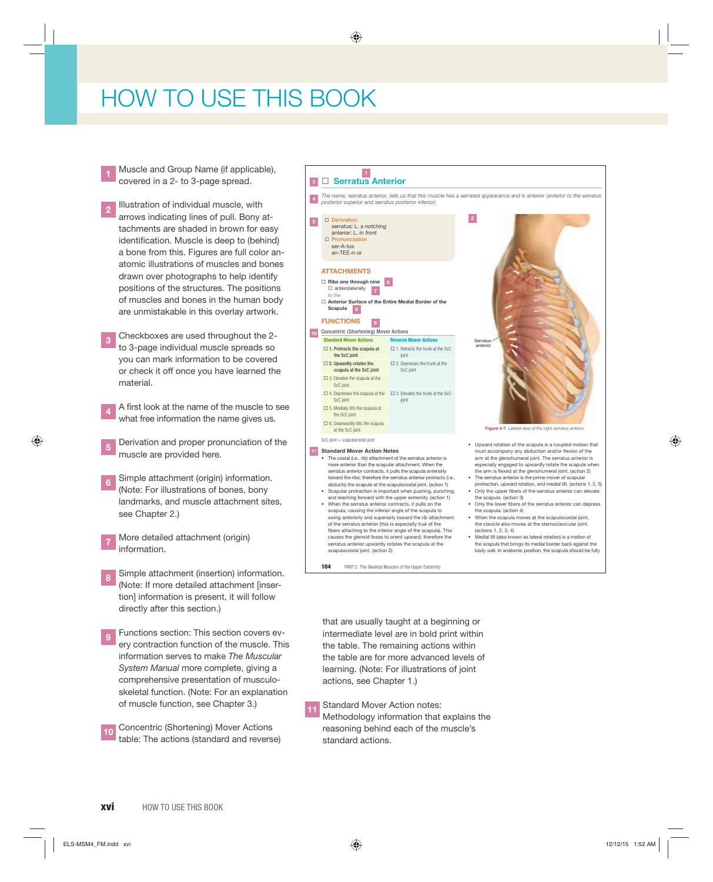# HOW TO USE THIS BOOK

1. Muscle and Group Name (if applicable), covered in a 2- to 3-page spread.

2. Illustration of individual muscle, with arrows indicating lines of pull. Bony attachments are shaded in brown for easy identification. Muscle is deep to (behind) a bone from this. Figures are full color anatomic illustrations of muscles and bones drawn over photographs to help identify positions of the structures. The positions of muscles and bones in the human body are unmistakable in this overlay artwork.

3. Checkboxes are used throughout the 2- to 3-page individual muscle spreads so you can mark information to be covered or check it off once you have learned the material.

4. A first look at the name of the muscle to see what free information the name gives us.

5. Derivation and proper pronunciation of the muscle are provided here.

6. Simple attachment (origin) information. (Note: For illustrations of bones, bony landmarks, and muscle attachment sites, see Chapter 2.)

7. More detailed attachment (origin) information.

8. Simple attachment (insertion) information. (Note: If more detailed attachment [insertion] information is present, it will follow directly after this section.)

9. Functions section: This section covers every contraction function of the muscle. This information serves to make *The Muscular System Manual* more complete, giving a comprehensive presentation of musculoskeletal function. (Note: For an explanation of muscle function, see Chapter 3.)

10. Concentric (Shortening) Mover Actions table: The actions (standard and reverse) that are usually taught at a beginning or intermediate level are in bold print within the table. The remaining actions within the table are for more advanced levels of learning. (Note: For illustrations of joint actions, see Chapter 1.)

11. Standard Mover Action notes: Methodology information that explains the reasoning behind each of the muscle's standard actions.

---

## ☐ Serratus Anterior

*The name, serratus anterior, tells us that this muscle has a serrated appearance and is anterior (anterior to the serratus posterior superior and serratus posterior inferior).*

☐ Derivation
serratus: L. *a notching*
anterior: L. *in front*

☐ Pronunciation
ser-A-tus
an-TEE-ri-or

### ATTACHMENTS

☐ **Ribs one through nine**
☐ anterolaterally
*to the*
☐ **Anterior Surface of the Entire Medial Border of the Scapula**

### FUNCTIONS

Concentric (Shortening) Mover Actions

| Standard Mover Actions | Reverse Mover Actions |
|---|---|
| ☐ **1. Protracts the scapula at the ScC joint** | ☐ 1. Retracts the trunk at the ScC joint |
| ☐ **2. Upwardly rotates the scapula at the ScC joint** | ☐ 2. Depresses the trunk at the ScC joint |
| ☐ 3. Elevates the scapula at the ScC joint | |
| ☐ 4. Depresses the scapula at the ScC joint | ☐ 3. Elevates the trunk at the ScC joint |
| ☐ 5. Medially tilts the scapula at the ScC joint | |
| ☐ 6. Downwardly tilts the scapula at the ScC joint | |

ScC joint = scapulocostal joint

**Standard Mover Action Notes**

- The costal (i.e., rib) attachment of the serratus anterior is more anterior than the scapular attachment. When the serratus anterior contracts, it pulls the scapula anteriorly toward the ribs; therefore the serratus anterior protracts (i.e., abducts) the scapula at the scapulocostal joint. (action 1)
- Scapular protraction is important when pushing, punching, and reaching forward with the upper extremity. (action 1)
- When the serratus anterior contracts, it pulls on the scapula, causing the inferior angle of the scapula to swing anteriorly and superiorly toward the rib attachment of the serratus anterior (this is especially true of the fibers attaching to the inferior angle of the scapula). This causes the glenoid fossa to orient upward; therefore the serratus anterior upwardly rotates the scapula at the scapulocostal joint. (action 2)
- Upward rotation of the scapula is a coupled motion that must accompany any abduction and/or flexion of the arm at the glenohumeral joint. The serratus anterior is especially engaged to upwardly rotate the scapula when the arm is flexed at the glenohumeral joint. (action 2)
- The serratus anterior is the prime mover of scapular protraction, upward rotation, and medial tilt. (actions 1, 2, 5)
- Only the upper fibers of the serratus anterior can elevate the scapula. (action 3)
- Only the lower fibers of the serratus anterior can depress the scapula. (action 4)
- When the scapula moves at the scapulocostal joint, the clavicle also moves at the sternoclavicular joint. (actions 1, 2, 3, 4)
- Medial tilt (also known as lateral rotation) is a motion of the scapula that brings its medial border back against the body wall. In anatomic position, the scapula should be fully

Serratus anterior

Figure 4-7 Lateral view of the right serratus anterior.

104 PART 2 The Skeletal Muscles of the Upper Extremity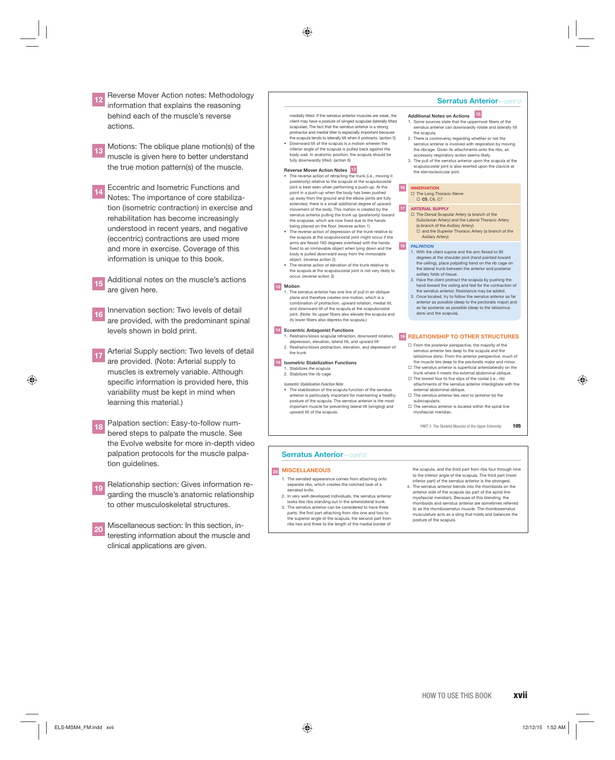**12** Reverse Mover Action notes: Methodology information that explains the reasoning behind each of the muscle's reverse actions.

**13** Motions: The oblique plane motion(s) of the muscle is given here to better understand the true motion pattern(s) of the muscle.

**14** Eccentric and Isometric Functions and Notes: The importance of core stabilization (isometric contraction) in exercise and rehabilitation has become increasingly understood in recent years, and negative (eccentric) contractions are used more and more in exercise. Coverage of this information is unique to this book.

**15** Additional notes on the muscle's actions are given here.

**16** Innervation section: Two levels of detail are provided, with the predominant spinal levels shown in bold print.

**17** Arterial Supply section: Two levels of detail are provided. (Note: Arterial supply to muscles is extremely variable. Although specific information is provided here, this variability must be kept in mind when learning this material.)

**18** Palpation section: Easy-to-follow numbered steps to palpate the muscle. See the Evolve website for more in-depth video palpation protocols for the muscle palpation guidelines.

**19** Relationship section: Gives information regarding the muscle's anatomic relationship to other musculoskeletal structures.

**20** Miscellaneous section: In this section, interesting information about the muscle and clinical applications are given.

## Serratus Anterior—cont'd

medially tilted. If the serratus anterior muscles are weak, the client may have a posture of winged scapulae (laterally tilted scapulae). The fact that the serratus anterior is a strong protractor and medial tilter is especially important because the scapula tends to laterally tilt when it protracts. (action 5)

- Downward tilt of the scapula is a motion wherein the inferior angle of the scapula is pulled back against the body wall. In anatomic position, the scapula should be fully downwardly tilted. (action 6)

**Reverse Mover Action Notes** 12

- The reverse action of retracting the trunk (i.e., moving it posteriorly) relative to the scapula at the scapulocostal joint is best seen when performing a push-up. At the point in a push-up when the body has been pushed up away from the ground and the elbow joints are fully extended, there is a small additional degree of upward movement of the body. This motion is created by the serratus anterior pulling the trunk up (posteriorly) toward the scapulae, which are now fixed due to the hands being placed on the floor. (reverse action 1)
- The reverse action of depression of the trunk relative to the scapula at the scapulocostal joint might occur if the arms are flexed 180 degrees overhead with the hands fixed to an immovable object when lying down and the body is pulled downward away from the immovable object. (reverse action 2)
- The reverse action of elevation of the trunk relative to the scapula at the scapulocostal joint is not very likely to occur. (reverse action 3)

**13 Motion**

1. The serratus anterior has one line of pull in an oblique plane and therefore creates one motion, which is a combination of protraction, upward rotation, medial tilt, and downward tilt of the scapula at the scapulocostal joint. (Note: Its upper fibers also elevate the scapula and its lower fibers also depress the scapula.)

**14 Eccentric Antagonist Functions**

1. Restrains/slows scapular retraction, downward rotation, depression, elevation, lateral tilt, and upward tilt
2. Restrains/slows protraction, elevation, and depression of the trunk

**14 Isometric Stabilization Functions**

1. Stabilizes the scapula
2. Stabilizes the rib cage

*Isometric Stabilization Function Note*

- The stabilization of the scapula function of the serratus anterior is particularly important for maintaining a healthy posture of the scapula. The serratus anterior is the most important muscle for preventing lateral tilt (winging) and upward tilt of the scapula.

**Additional Notes on Actions** 15

1. Some sources state that the uppermost fibers of the serratus anterior can downwardly rotate and laterally tilt the scapula.
2. There is controversy regarding whether or not the serratus anterior is involved with respiration by moving the ribcage. Given its attachments onto the ribs, an accessory respiratory action seems likely.
3. The pull of the serratus anterior upon the scapula at the scapulocostal joint is also exerted upon the clavicle at the sternoclavicular joint.

**16 INNERVATION**

- ☐ The Long Thoracic Nerve
  - ☐ **C5**, C6, C7

**17 ARTERIAL SUPPLY**

- ☐ The Dorsal Scapular Artery (a branch of the Subclavian Artery) and the Lateral Thoracic Artery (a branch of the Axillary Artery)
  - ☐ and the Superior Thoracic Artery (a branch of the Axillary Artery)

**18 PALPATION**

1. With the client supine and the arm flexed to 90 degrees at the shoulder joint (hand pointed toward the ceiling), place palpating hand on the rib cage on the lateral trunk between the anterior and posterior axillary folds of tissue.
2. Have the client protract the scapula by pushing the hand toward the ceiling and feel for the contraction of the serratus anterior. Resistance may be added.
3. Once located, try to follow the serratus anterior as far anterior as possible (deep to the pectoralis major) and as far posterior as possible (deep to the latissimus dorsi and the scapula).

**19 RELATIONSHIP TO OTHER STRUCTURES**

- ☐ From the posterior perspective, the majority of the serratus anterior lies deep to the scapula and the latissimus dorsi. From the anterior perspective, much of the muscle lies deep to the pectoralis major and minor.
- ☐ The serratus anterior is superficial anterolaterally on the trunk where it meets the external abdominal oblique.
- ☐ The lowest four to five slips of the costal (i.e., rib) attachments of the serratus anterior interdigitate with the external abdominal oblique.
- ☐ The serratus anterior lies next to (anterior to) the subscapularis.
- ☐ The serratus anterior is located within the spiral line myofascial meridian.

PART 2 The Skeletal Muscles of the Upper Extremity 105

## Serratus Anterior—cont'd

**20 MISCELLANEOUS**

1. The serrated appearance comes from attaching onto separate ribs, which creates the notched look of a serrated knife.
2. In very well-developed individuals, the serratus anterior looks like ribs standing out in the anterolateral trunk.
3. The serratus anterior can be considered to have three parts: the first part attaching from ribs one and two to the superior angle of the scapula, the second part from ribs two and three to the length of the medial border of the scapula, and the third part from ribs four through nine to the inferior angle of the scapula. The third part (most inferior part) of the serratus anterior is the strongest.
4. The serratus anterior blends into the rhomboids on the anterior side of the scapula (as part of the spiral line myofascial meridian). Because of this blending, the rhomboids and serratus anterior are sometimes referred to as the *rhomboserratus muscle*. The rhomboserratus musculature acts as a sling that holds and balances the posture of the scapula.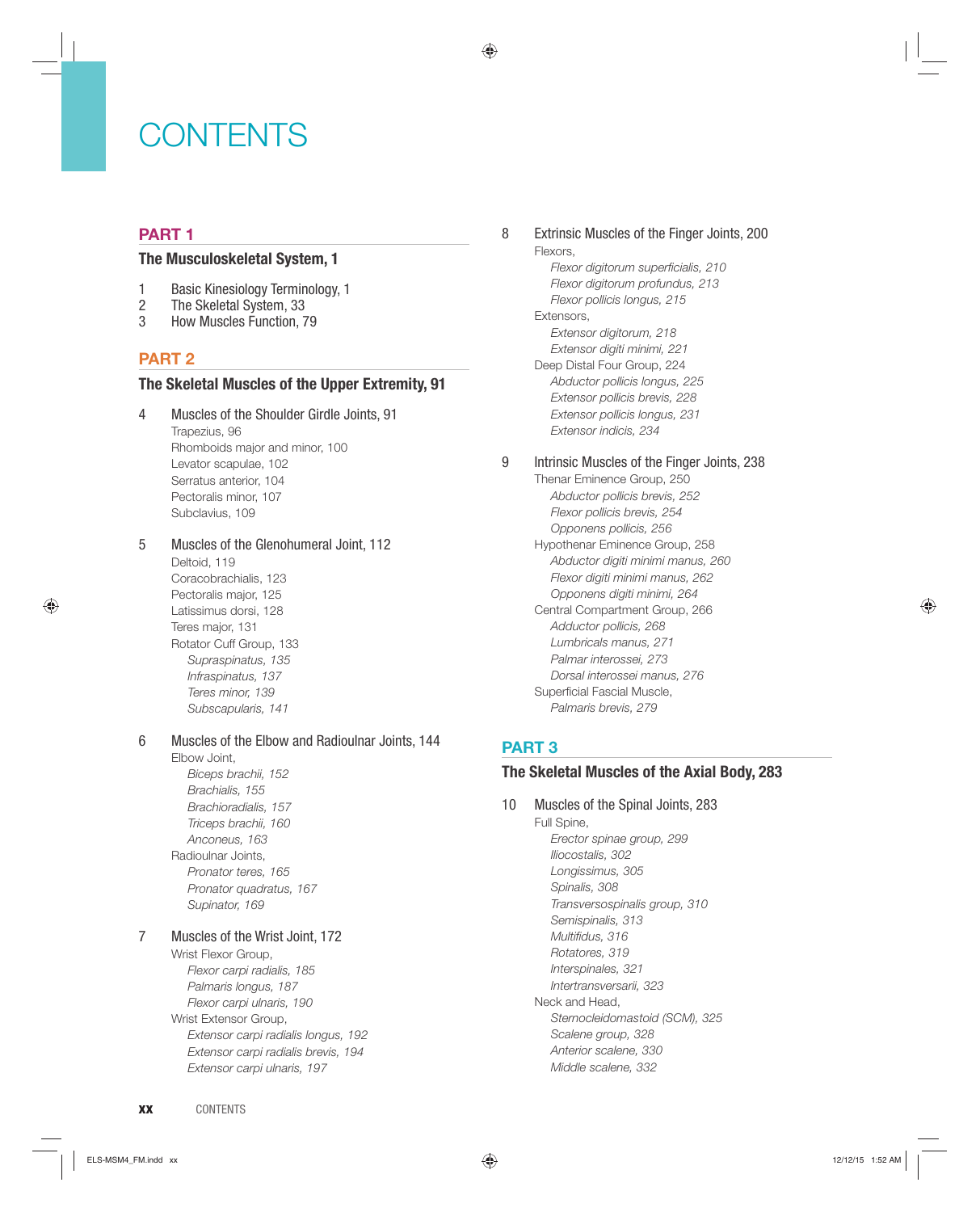# CONTENTS

## PART 1

### The Musculoskeletal System, 1

1 Basic Kinesiology Terminology, 1
2 The Skeletal System, 33
3 How Muscles Function, 79

## PART 2

### The Skeletal Muscles of the Upper Extremity, 91

4 Muscles of the Shoulder Girdle Joints, 91
- Trapezius, 96
- Rhomboids major and minor, 100
- Levator scapulae, 102
- Serratus anterior, 104
- Pectoralis minor, 107
- Subclavius, 109

5 Muscles of the Glenohumeral Joint, 112
- Deltoid, 119
- Coracobrachialis, 123
- Pectoralis major, 125
- Latissimus dorsi, 128
- Teres major, 131
- Rotator Cuff Group, 133
  - *Supraspinatus, 135*
  - *Infraspinatus, 137*
  - *Teres minor, 139*
  - *Subscapularis, 141*

6 Muscles of the Elbow and Radioulnar Joints, 144
- Elbow Joint,
  - *Biceps brachii, 152*
  - *Brachialis, 155*
  - *Brachioradialis, 157*
  - *Triceps brachii, 160*
  - *Anconeus, 163*
- Radioulnar Joints,
  - *Pronator teres, 165*
  - *Pronator quadratus, 167*
  - *Supinator, 169*

7 Muscles of the Wrist Joint, 172
- Wrist Flexor Group,
  - *Flexor carpi radialis, 185*
  - *Palmaris longus, 187*
  - *Flexor carpi ulnaris, 190*
- Wrist Extensor Group,
  - *Extensor carpi radialis longus, 192*
  - *Extensor carpi radialis brevis, 194*
  - *Extensor carpi ulnaris, 197*

8 Extrinsic Muscles of the Finger Joints, 200
- Flexors,
  - *Flexor digitorum superficialis, 210*
  - *Flexor digitorum profundus, 213*
  - *Flexor pollicis longus, 215*
- Extensors,
  - *Extensor digitorum, 218*
  - *Extensor digiti minimi, 221*
- Deep Distal Four Group, 224
  - *Abductor pollicis longus, 225*
  - *Extensor pollicis brevis, 228*
  - *Extensor pollicis longus, 231*
  - *Extensor indicis, 234*

9 Intrinsic Muscles of the Finger Joints, 238
- Thenar Eminence Group, 250
  - *Abductor pollicis brevis, 252*
  - *Flexor pollicis brevis, 254*
  - *Opponens pollicis, 256*
- Hypothenar Eminence Group, 258
  - *Abductor digiti minimi manus, 260*
  - *Flexor digiti minimi manus, 262*
  - *Opponens digiti minimi, 264*
- Central Compartment Group, 266
  - *Adductor pollicis, 268*
  - *Lumbricals manus, 271*
  - *Palmar interossei, 273*
  - *Dorsal interossei manus, 276*
- Superficial Fascial Muscle,
  - *Palmaris brevis, 279*

## PART 3

### The Skeletal Muscles of the Axial Body, 283

10 Muscles of the Spinal Joints, 283
- Full Spine,
  - *Erector spinae group, 299*
  - *Iliocostalis, 302*
  - *Longissimus, 305*
  - *Spinalis, 308*
  - *Transversospinalis group, 310*
  - *Semispinalis, 313*
  - *Multifidus, 316*
  - *Rotatores, 319*
  - *Interspinales, 321*
  - *Intertransversarii, 323*
- Neck and Head,
  - *Sternocleidomastoid (SCM), 325*
  - *Scalene group, 328*
  - *Anterior scalene, 330*
  - *Middle scalene, 332*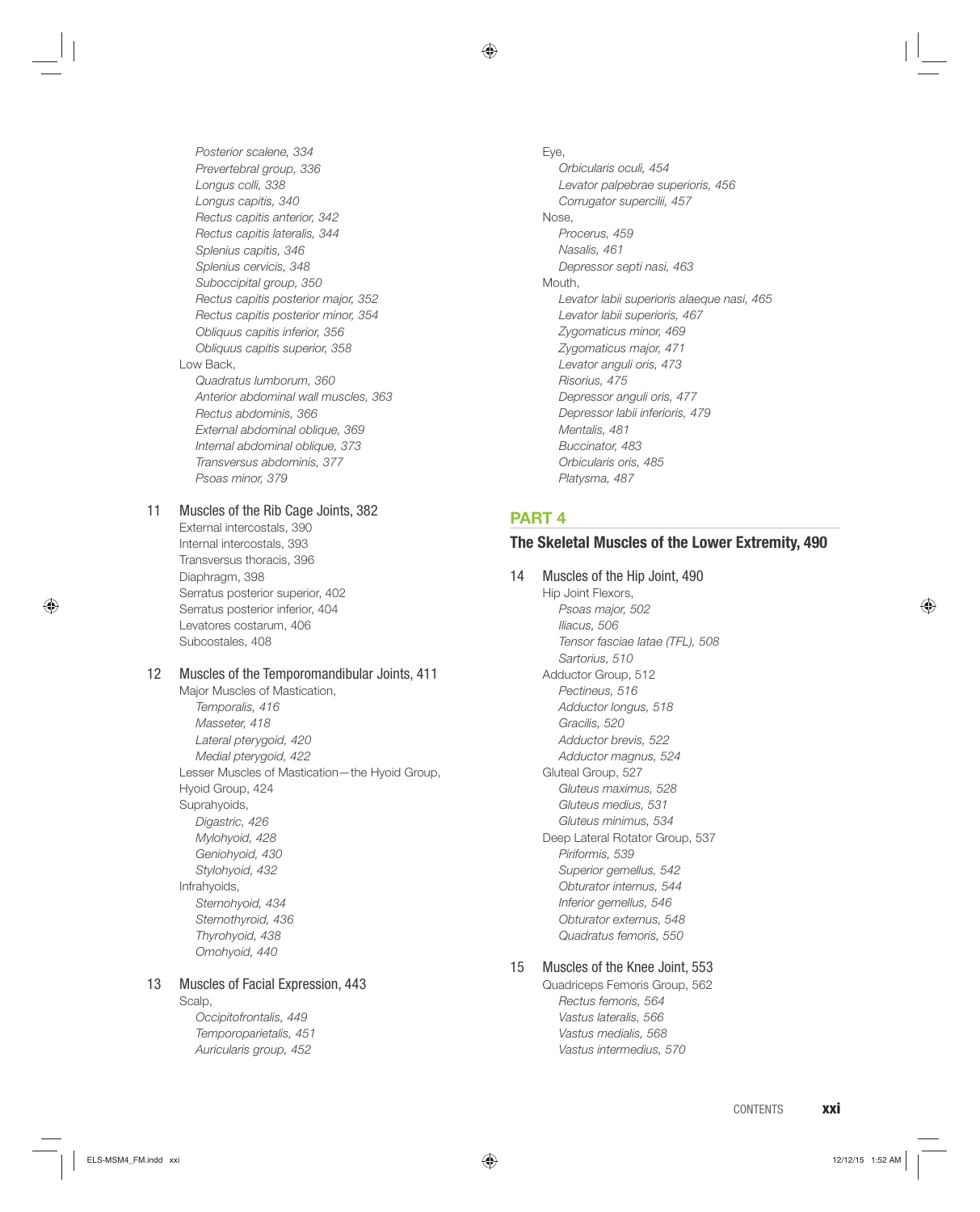*Posterior scalene, 334*
*Prevertebral group, 336*
*Longus colli, 338*
*Longus capitis, 340*
*Rectus capitis anterior, 342*
*Rectus capitis lateralis, 344*
*Splenius capitis, 346*
*Splenius cervicis, 348*
*Suboccipital group, 350*
*Rectus capitis posterior major, 352*
*Rectus capitis posterior minor, 354*
*Obliquus capitis inferior, 356*
*Obliquus capitis superior, 358*

Low Back,

*Quadratus lumborum, 360*
*Anterior abdominal wall muscles, 363*
*Rectus abdominis, 366*
*External abdominal oblique, 369*
*Internal abdominal oblique, 373*
*Transversus abdominis, 377*
*Psoas minor, 379*

11 Muscles of the Rib Cage Joints, 382

External intercostals, 390
Internal intercostals, 393
Transversus thoracis, 396
Diaphragm, 398
Serratus posterior superior, 402
Serratus posterior inferior, 404
Levatores costarum, 406
Subcostales, 408

12 Muscles of the Temporomandibular Joints, 411

Major Muscles of Mastication,

*Temporalis, 416*
*Masseter, 418*
*Lateral pterygoid, 420*
*Medial pterygoid, 422*

Lesser Muscles of Mastication—the Hyoid Group,
Hyoid Group, 424
Suprahyoids,

*Digastric, 426*
*Mylohyoid, 428*
*Geniohyoid, 430*
*Stylohyoid, 432*

Infrahyoids,

*Sternohyoid, 434*
*Sternothyroid, 436*
*Thyrohyoid, 438*
*Omohyoid, 440*

13 Muscles of Facial Expression, 443

Scalp,

*Occipitofrontalis, 449*
*Temporoparietalis, 451*
*Auricularis group, 452*

Eye,

*Orbicularis oculi, 454*
*Levator palpebrae superioris, 456*
*Corrugator supercilii, 457*

Nose,

*Procerus, 459*
*Nasalis, 461*
*Depressor septi nasi, 463*

Mouth,

*Levator labii superioris alaeque nasi, 465*
*Levator labii superioris, 467*
*Zygomaticus minor, 469*
*Zygomaticus major, 471*
*Levator anguli oris, 473*
*Risorius, 475*
*Depressor anguli oris, 477*
*Depressor labii inferioris, 479*
*Mentalis, 481*
*Buccinator, 483*
*Orbicularis oris, 485*
*Platysma, 487*

## PART 4

## The Skeletal Muscles of the Lower Extremity, 490

14 Muscles of the Hip Joint, 490

Hip Joint Flexors,

*Psoas major, 502*
*Iliacus, 506*
*Tensor fasciae latae (TFL), 508*
*Sartorius, 510*

Adductor Group, 512

*Pectineus, 516*
*Adductor longus, 518*
*Gracilis, 520*
*Adductor brevis, 522*
*Adductor magnus, 524*

Gluteal Group, 527

*Gluteus maximus, 528*
*Gluteus medius, 531*
*Gluteus minimus, 534*

Deep Lateral Rotator Group, 537

*Piriformis, 539*
*Superior gemellus, 542*
*Obturator internus, 544*
*Inferior gemellus, 546*
*Obturator externus, 548*
*Quadratus femoris, 550*

15 Muscles of the Knee Joint, 553

Quadriceps Femoris Group, 562

*Rectus femoris, 564*
*Vastus lateralis, 566*
*Vastus medialis, 568*
*Vastus intermedius, 570*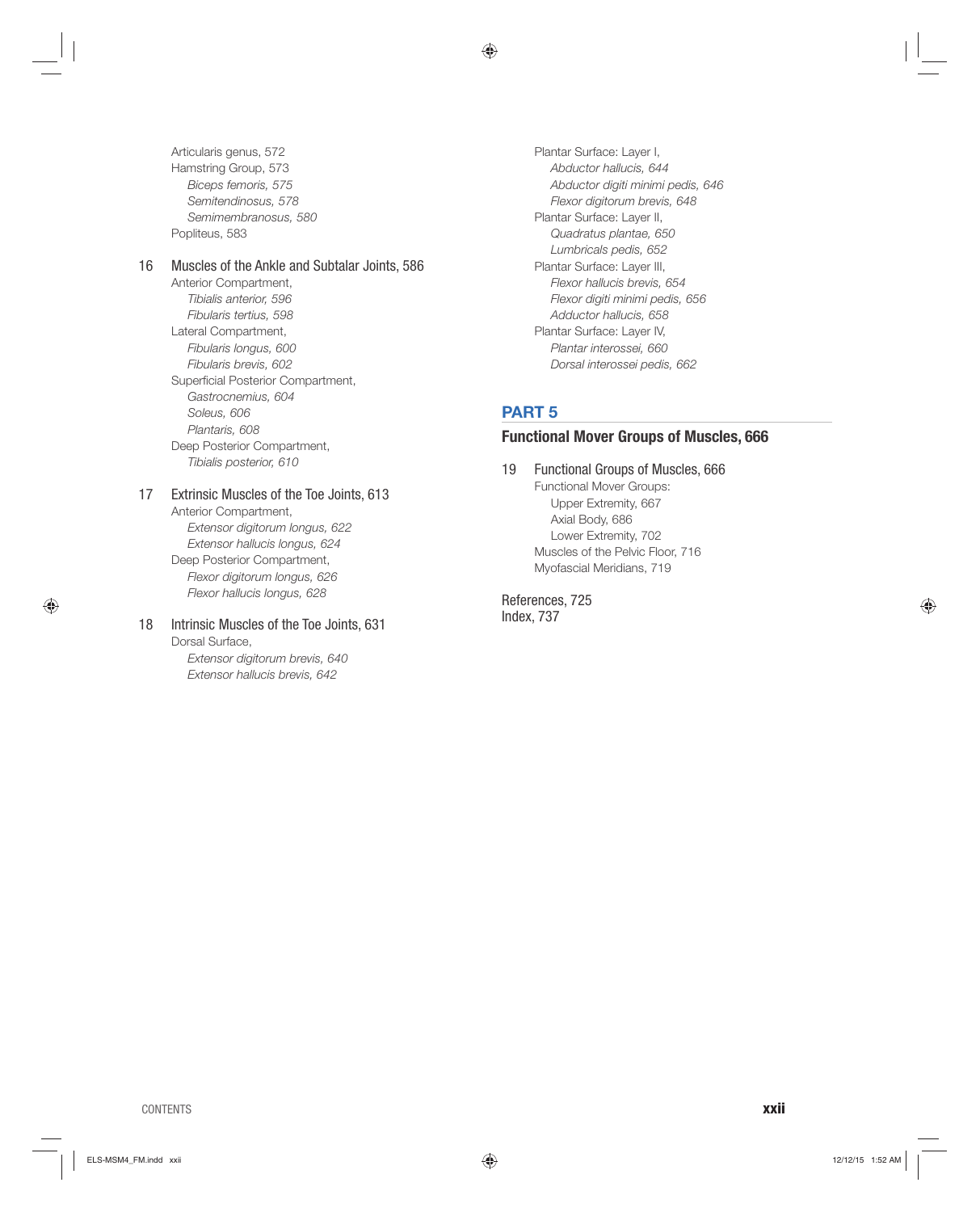Articularis genus, 572
Hamstring Group, 573
*Biceps femoris, 575*
*Semitendinosus, 578*
*Semimembranosus, 580*
Popliteus, 583

16 Muscles of the Ankle and Subtalar Joints, 586
Anterior Compartment,
*Tibialis anterior, 596*
*Fibularis tertius, 598*
Lateral Compartment,
*Fibularis longus, 600*
*Fibularis brevis, 602*
Superficial Posterior Compartment,
*Gastrocnemius, 604*
*Soleus, 606*
*Plantaris, 608*
Deep Posterior Compartment,
*Tibialis posterior, 610*

17 Extrinsic Muscles of the Toe Joints, 613
Anterior Compartment,
*Extensor digitorum longus, 622*
*Extensor hallucis longus, 624*
Deep Posterior Compartment,
*Flexor digitorum longus, 626*
*Flexor hallucis longus, 628*

18 Intrinsic Muscles of the Toe Joints, 631
Dorsal Surface,
*Extensor digitorum brevis, 640*
*Extensor hallucis brevis, 642*
Plantar Surface: Layer I,
*Abductor hallucis, 644*
*Abductor digiti minimi pedis, 646*
*Flexor digitorum brevis, 648*
Plantar Surface: Layer II,
*Quadratus plantae, 650*
*Lumbricals pedis, 652*
Plantar Surface: Layer III,
*Flexor hallucis brevis, 654*
*Flexor digiti minimi pedis, 656*
*Adductor hallucis, 658*
Plantar Surface: Layer IV,
*Plantar interossei, 660*
*Dorsal interossei pedis, 662*

## PART 5

### Functional Mover Groups of Muscles, 666

19 Functional Groups of Muscles, 666
Functional Mover Groups:
Upper Extremity, 667
Axial Body, 686
Lower Extremity, 702
Muscles of the Pelvic Floor, 716
Myofascial Meridians, 719

References, 725
Index, 737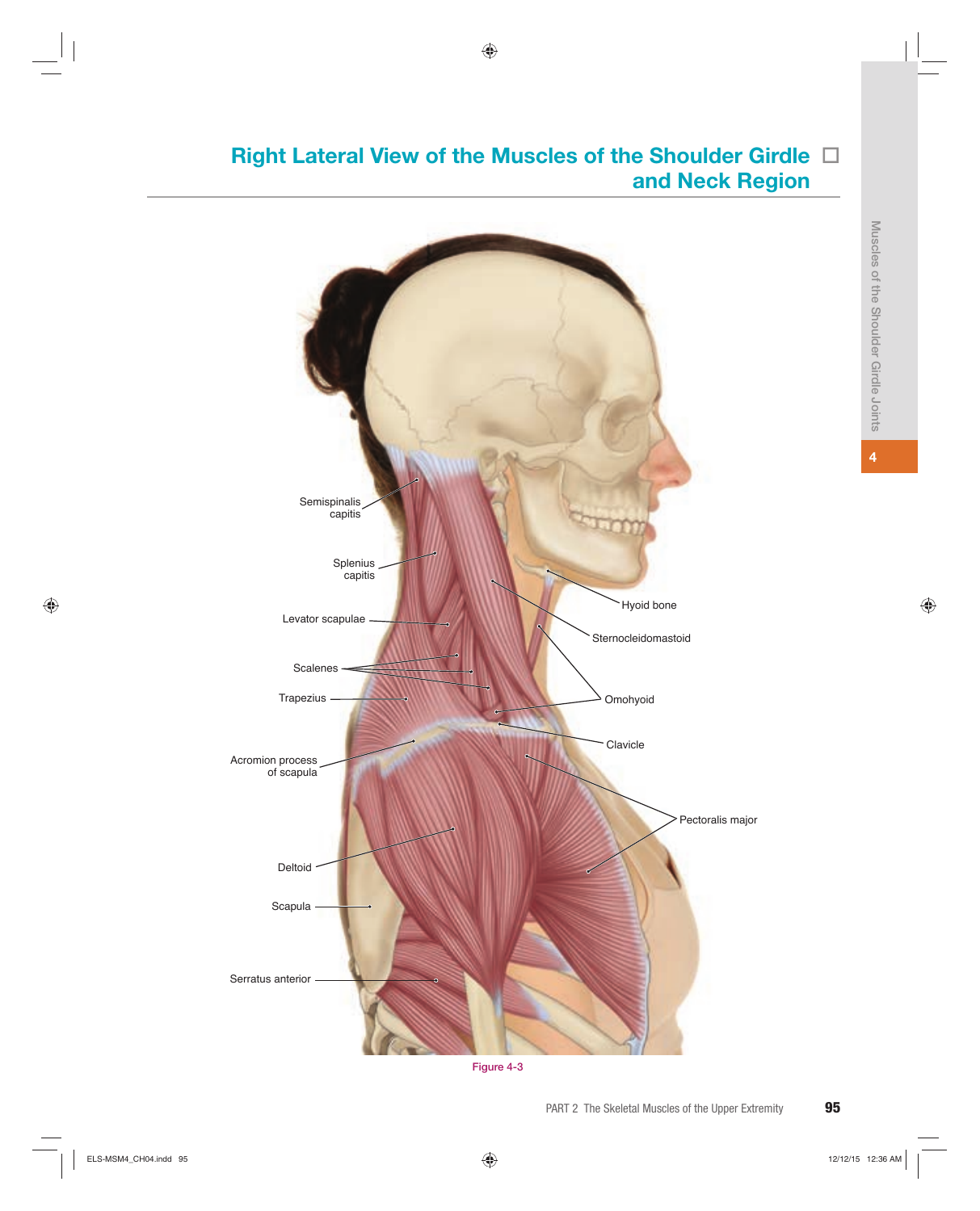# Right Lateral View of the Muscles of the Shoulder Girdle and Neck Region

Semispinalis capitis

Splenius capitis

Levator scapulae

Scalenes

Trapezius

Acromion process of scapula

Deltoid

Scapula

Serratus anterior

Hyoid bone

Sternocleidomastoid

Omohyoid

Clavicle

Pectoralis major

Figure 4-3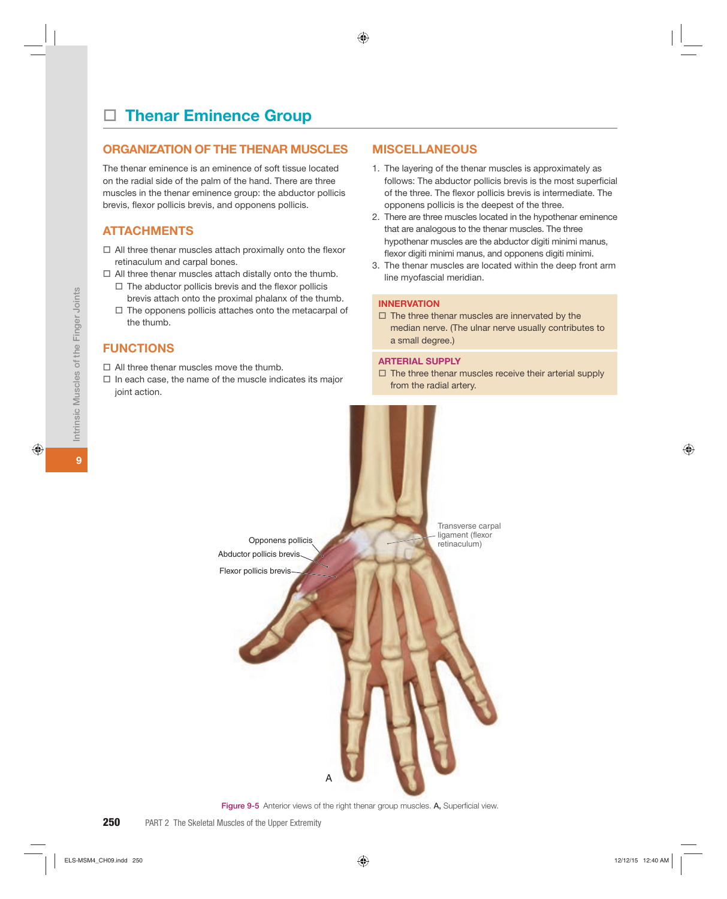# ☐ Thenar Eminence Group

## ORGANIZATION OF THE THENAR MUSCLES

The thenar eminence is an eminence of soft tissue located on the radial side of the palm of the hand. There are three muscles in the thenar eminence group: the abductor pollicis brevis, flexor pollicis brevis, and opponens pollicis.

## ATTACHMENTS

- ☐ All three thenar muscles attach proximally onto the flexor retinaculum and carpal bones.
- ☐ All three thenar muscles attach distally onto the thumb.
  - ☐ The abductor pollicis brevis and the flexor pollicis brevis attach onto the proximal phalanx of the thumb.
  - ☐ The opponens pollicis attaches onto the metacarpal of the thumb.

## FUNCTIONS

- ☐ All three thenar muscles move the thumb.
- ☐ In each case, the name of the muscle indicates its major joint action.

## MISCELLANEOUS

1. The layering of the thenar muscles is approximately as follows: The abductor pollicis brevis is the most superficial of the three. The flexor pollicis brevis is intermediate. The opponens pollicis is the deepest of the three.
2. There are three muscles located in the hypothenar eminence that are analogous to the thenar muscles. The three hypothenar muscles are the abductor digiti minimi manus, flexor digiti minimi manus, and opponens digiti minimi.
3. The thenar muscles are located within the deep front arm line myofascial meridian.

### INNERVATION

- ☐ The three thenar muscles are innervated by the median nerve. (The ulnar nerve usually contributes to a small degree.)

### ARTERIAL SUPPLY

- ☐ The three thenar muscles receive their arterial supply from the radial artery.

Opponens pollicis

Abductor pollicis brevis

Flexor pollicis brevis

Transverse carpal ligament (flexor retinaculum)

A

Figure 9-5 Anterior views of the right thenar group muscles. **A,** Superficial view.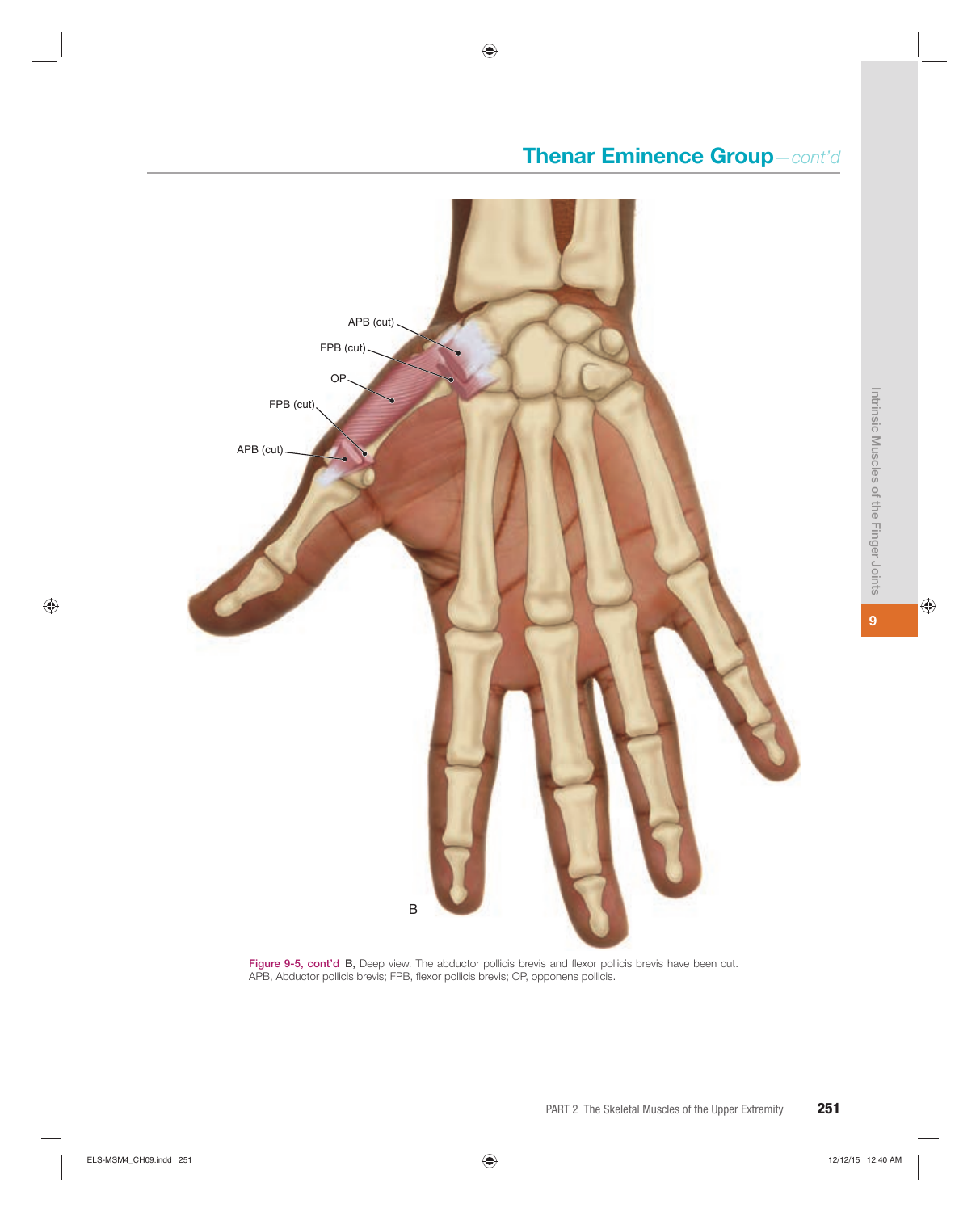## Thenar Eminence Group—*cont'd*

APB (cut)

FPB (cut)

OP

FPB (cut)

APB (cut)

B

Figure 9-5, cont'd **B,** Deep view. The abductor pollicis brevis and flexor pollicis brevis have been cut. APB, Abductor pollicis brevis; FPB, flexor pollicis brevis; OP, opponens pollicis.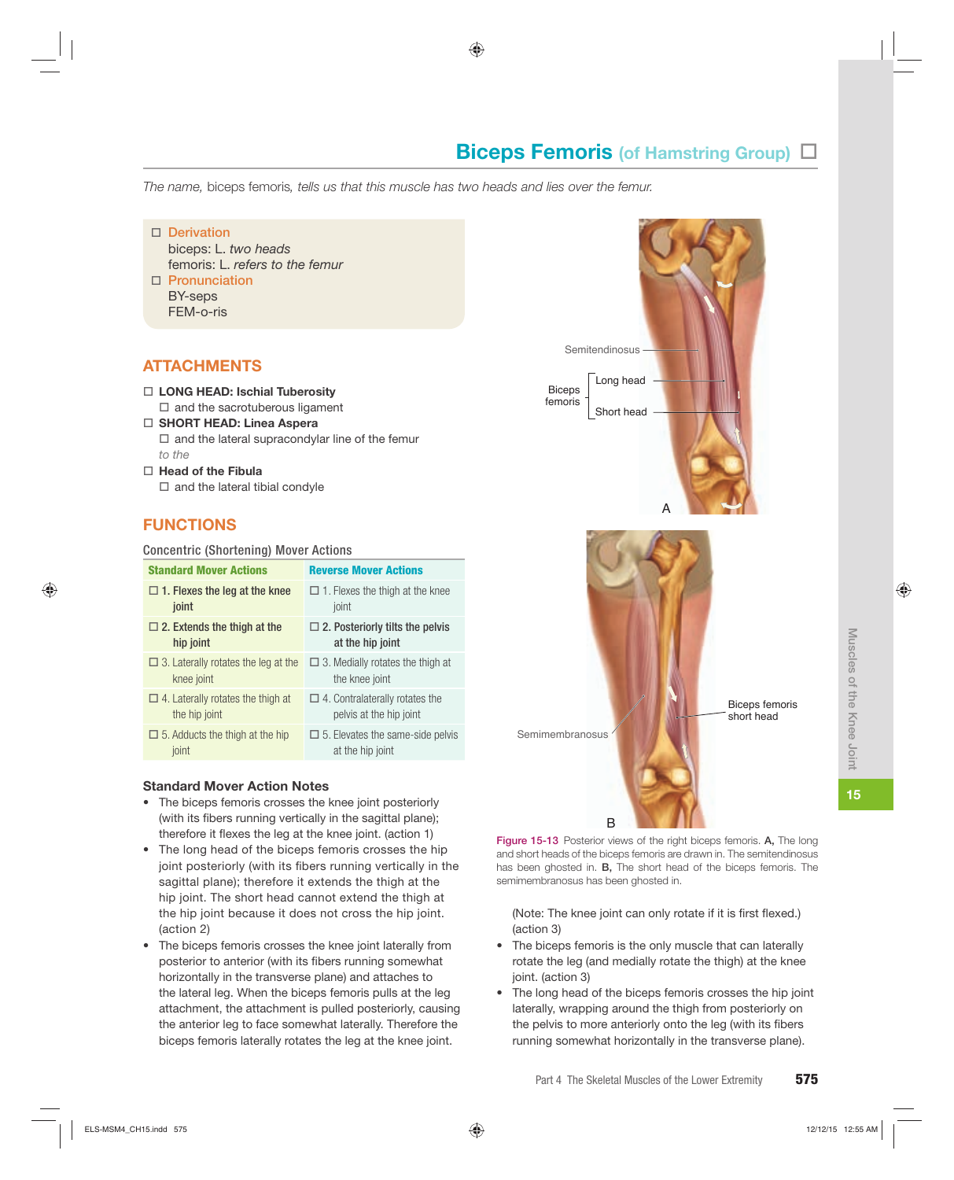# Biceps Femoris (of Hamstring Group) ☐

*The name,* biceps femoris, *tells us that this muscle has two heads and lies over the femur.*

☐ Derivation
biceps: L. *two heads*
femoris: L. *refers to the femur*

☐ Pronunciation
BY-seps
FEM-o-ris

## ATTACHMENTS

☐ **LONG HEAD: Ischial Tuberosity**
  ☐ and the sacrotuberous ligament

☐ **SHORT HEAD: Linea Aspera**
  ☐ and the lateral supracondylar line of the femur

*to the*

☐ **Head of the Fibula**
  ☐ and the lateral tibial condyle

## FUNCTIONS

Concentric (Shortening) Mover Actions

| Standard Mover Actions | Reverse Mover Actions |
|---|---|
| ☐ **1. Flexes the leg at the knee joint** | ☐ 1. Flexes the thigh at the knee joint |
| ☐ **2. Extends the thigh at the hip joint** | ☐ **2. Posteriorly tilts the pelvis at the hip joint** |
| ☐ 3. Laterally rotates the leg at the knee joint | ☐ 3. Medially rotates the thigh at the knee joint |
| ☐ 4. Laterally rotates the thigh at the hip joint | ☐ 4. Contralaterally rotates the pelvis at the hip joint |
| ☐ 5. Adducts the thigh at the hip joint | ☐ 5. Elevates the same-side pelvis at the hip joint |

### Standard Mover Action Notes

- The biceps femoris crosses the knee joint posteriorly (with its fibers running vertically in the sagittal plane); therefore it flexes the leg at the knee joint. (action 1)
- The long head of the biceps femoris crosses the hip joint posteriorly (with its fibers running vertically in the sagittal plane); therefore it extends the thigh at the hip joint. The short head cannot extend the thigh at the hip joint because it does not cross the hip joint. (action 2)
- The biceps femoris crosses the knee joint laterally from posterior to anterior (with its fibers running somewhat horizontally in the transverse plane) and attaches to the lateral leg. When the biceps femoris pulls at the leg attachment, the attachment is pulled posteriorly, causing the anterior leg to face somewhat laterally. Therefore the biceps femoris laterally rotates the leg at the knee joint. (Note: The knee joint can only rotate if it is first flexed.) (action 3)
- The biceps femoris is the only muscle that can laterally rotate the leg (and medially rotate the thigh) at the knee joint. (action 3)
- The long head of the biceps femoris crosses the hip joint laterally, wrapping around the thigh from posteriorly on the pelvis to more anteriorly onto the leg (with its fibers running somewhat horizontally in the transverse plane).

Figure 15-13 Posterior views of the right biceps femoris. **A,** The long and short heads of the biceps femoris are drawn in. The semitendinosus has been ghosted in. **B,** The short head of the biceps femoris. The semimembranosus has been ghosted in.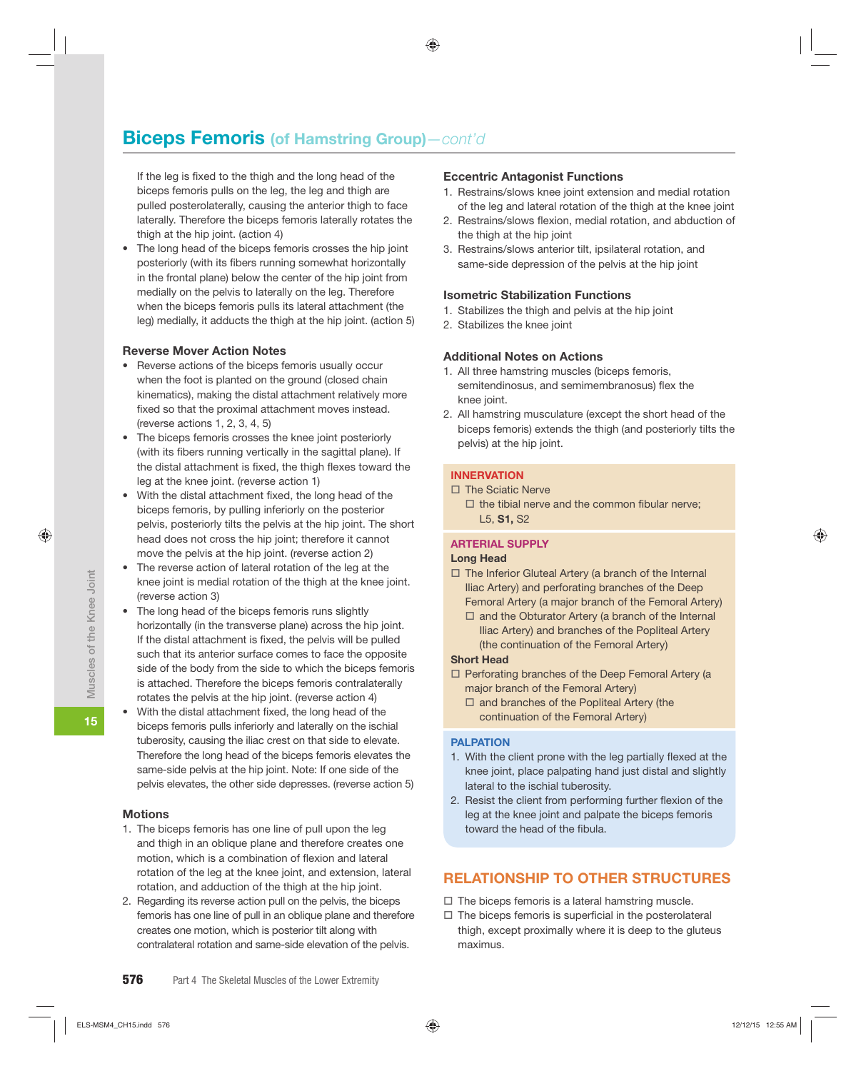## Biceps Femoris (of Hamstring Group)—cont'd

If the leg is fixed to the thigh and the long head of the biceps femoris pulls on the leg, the leg and thigh are pulled posterolaterally, causing the anterior thigh to face laterally. Therefore the biceps femoris laterally rotates the thigh at the hip joint. (action 4)

- The long head of the biceps femoris crosses the hip joint posteriorly (with its fibers running somewhat horizontally in the frontal plane) below the center of the hip joint from medially on the pelvis to laterally on the leg. Therefore when the biceps femoris pulls its lateral attachment (the leg) medially, it adducts the thigh at the hip joint. (action 5)

### Reverse Mover Action Notes

- Reverse actions of the biceps femoris usually occur when the foot is planted on the ground (closed chain kinematics), making the distal attachment relatively more fixed so that the proximal attachment moves instead. (reverse actions 1, 2, 3, 4, 5)
- The biceps femoris crosses the knee joint posteriorly (with its fibers running vertically in the sagittal plane). If the distal attachment is fixed, the thigh flexes toward the leg at the knee joint. (reverse action 1)
- With the distal attachment fixed, the long head of the biceps femoris, by pulling inferiorly on the posterior pelvis, posteriorly tilts the pelvis at the hip joint. The short head does not cross the hip joint; therefore it cannot move the pelvis at the hip joint. (reverse action 2)
- The reverse action of lateral rotation of the leg at the knee joint is medial rotation of the thigh at the knee joint. (reverse action 3)
- The long head of the biceps femoris runs slightly horizontally (in the transverse plane) across the hip joint. If the distal attachment is fixed, the pelvis will be pulled such that its anterior surface comes to face the opposite side of the body from the side to which the biceps femoris is attached. Therefore the biceps femoris contralaterally rotates the pelvis at the hip joint. (reverse action 4)
- With the distal attachment fixed, the long head of the biceps femoris pulls inferiorly and laterally on the ischial tuberosity, causing the iliac crest on that side to elevate. Therefore the long head of the biceps femoris elevates the same-side pelvis at the hip joint. Note: If one side of the pelvis elevates, the other side depresses. (reverse action 5)

### Motions

1. The biceps femoris has one line of pull upon the leg and thigh in an oblique plane and therefore creates one motion, which is a combination of flexion and lateral rotation of the leg at the knee joint, and extension, lateral rotation, and adduction of the thigh at the hip joint.
2. Regarding its reverse action pull on the pelvis, the biceps femoris has one line of pull in an oblique plane and therefore creates one motion, which is posterior tilt along with contralateral rotation and same-side elevation of the pelvis.

### Eccentric Antagonist Functions

1. Restrains/slows knee joint extension and medial rotation of the leg and lateral rotation of the thigh at the knee joint
2. Restrains/slows flexion, medial rotation, and abduction of the thigh at the hip joint
3. Restrains/slows anterior tilt, ipsilateral rotation, and same-side depression of the pelvis at the hip joint

### Isometric Stabilization Functions

1. Stabilizes the thigh and pelvis at the hip joint
2. Stabilizes the knee joint

### Additional Notes on Actions

1. All three hamstring muscles (biceps femoris, semitendinosus, and semimembranosus) flex the knee joint.
2. All hamstring musculature (except the short head of the biceps femoris) extends the thigh (and posteriorly tilts the pelvis) at the hip joint.

### INNERVATION

- ☐ The Sciatic Nerve
  - ☐ the tibial nerve and the common fibular nerve; L5, **S1,** S2

### ARTERIAL SUPPLY

**Long Head**

- ☐ The Inferior Gluteal Artery (a branch of the Internal Iliac Artery) and perforating branches of the Deep Femoral Artery (a major branch of the Femoral Artery)
  - ☐ and the Obturator Artery (a branch of the Internal Iliac Artery) and branches of the Popliteal Artery (the continuation of the Femoral Artery)

**Short Head**

- ☐ Perforating branches of the Deep Femoral Artery (a major branch of the Femoral Artery)
  - ☐ and branches of the Popliteal Artery (the continuation of the Femoral Artery)

### PALPATION

1. With the client prone with the leg partially flexed at the knee joint, place palpating hand just distal and slightly lateral to the ischial tuberosity.
2. Resist the client from performing further flexion of the leg at the knee joint and palpate the biceps femoris toward the head of the fibula.

## RELATIONSHIP TO OTHER STRUCTURES

- ☐ The biceps femoris is a lateral hamstring muscle.
- ☐ The biceps femoris is superficial in the posterolateral thigh, except proximally where it is deep to the gluteus maximus.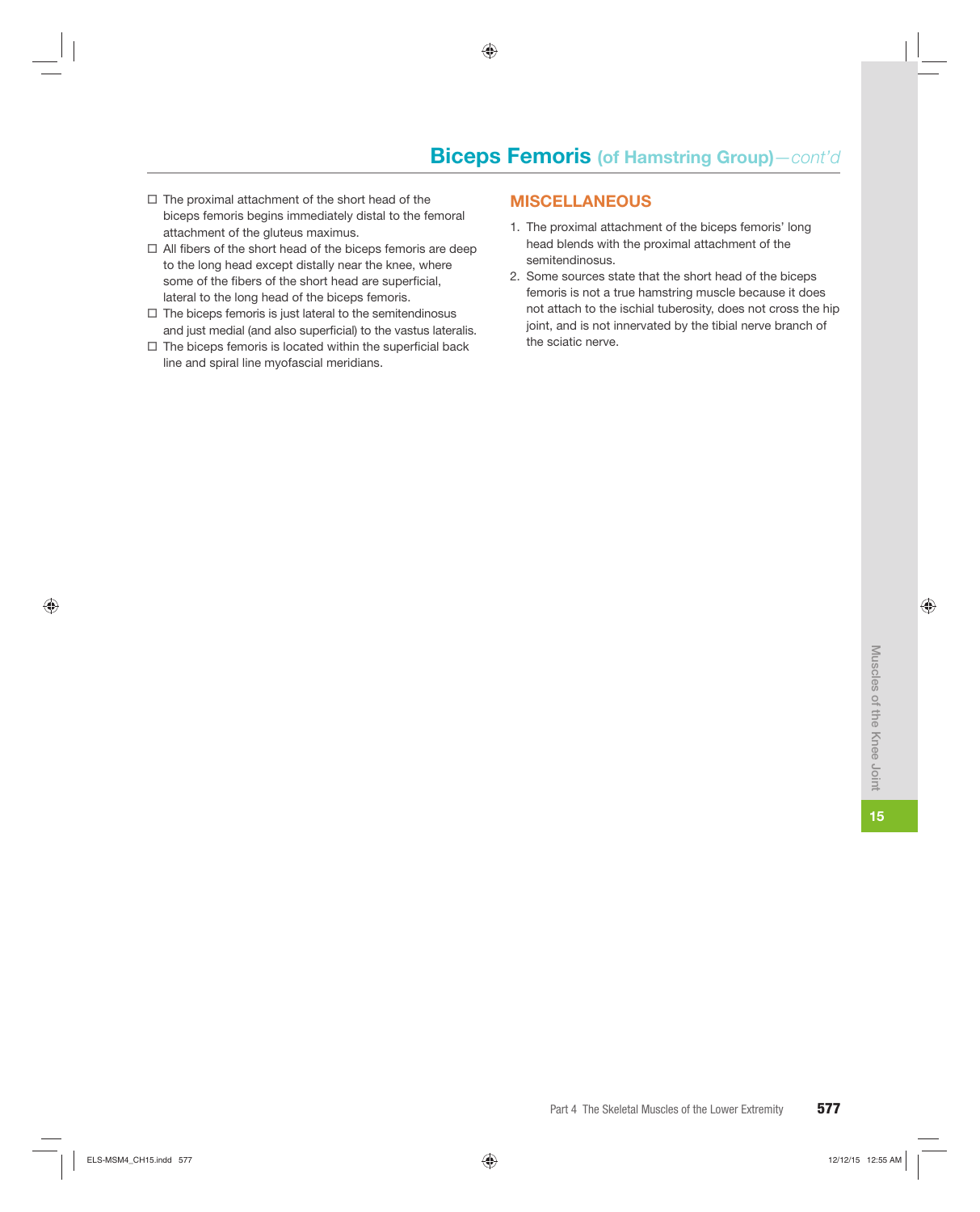## Biceps Femoris (of Hamstring Group)—*cont'd*

- ☐ The proximal attachment of the short head of the biceps femoris begins immediately distal to the femoral attachment of the gluteus maximus.
- ☐ All fibers of the short head of the biceps femoris are deep to the long head except distally near the knee, where some of the fibers of the short head are superficial, lateral to the long head of the biceps femoris.
- ☐ The biceps femoris is just lateral to the semitendinosus and just medial (and also superficial) to the vastus lateralis.
- ☐ The biceps femoris is located within the superficial back line and spiral line myofascial meridians.

### MISCELLANEOUS

1. The proximal attachment of the biceps femoris' long head blends with the proximal attachment of the semitendinosus.
2. Some sources state that the short head of the biceps femoris is not a true hamstring muscle because it does not attach to the ischial tuberosity, does not cross the hip joint, and is not innervated by the tibial nerve branch of the sciatic nerve.